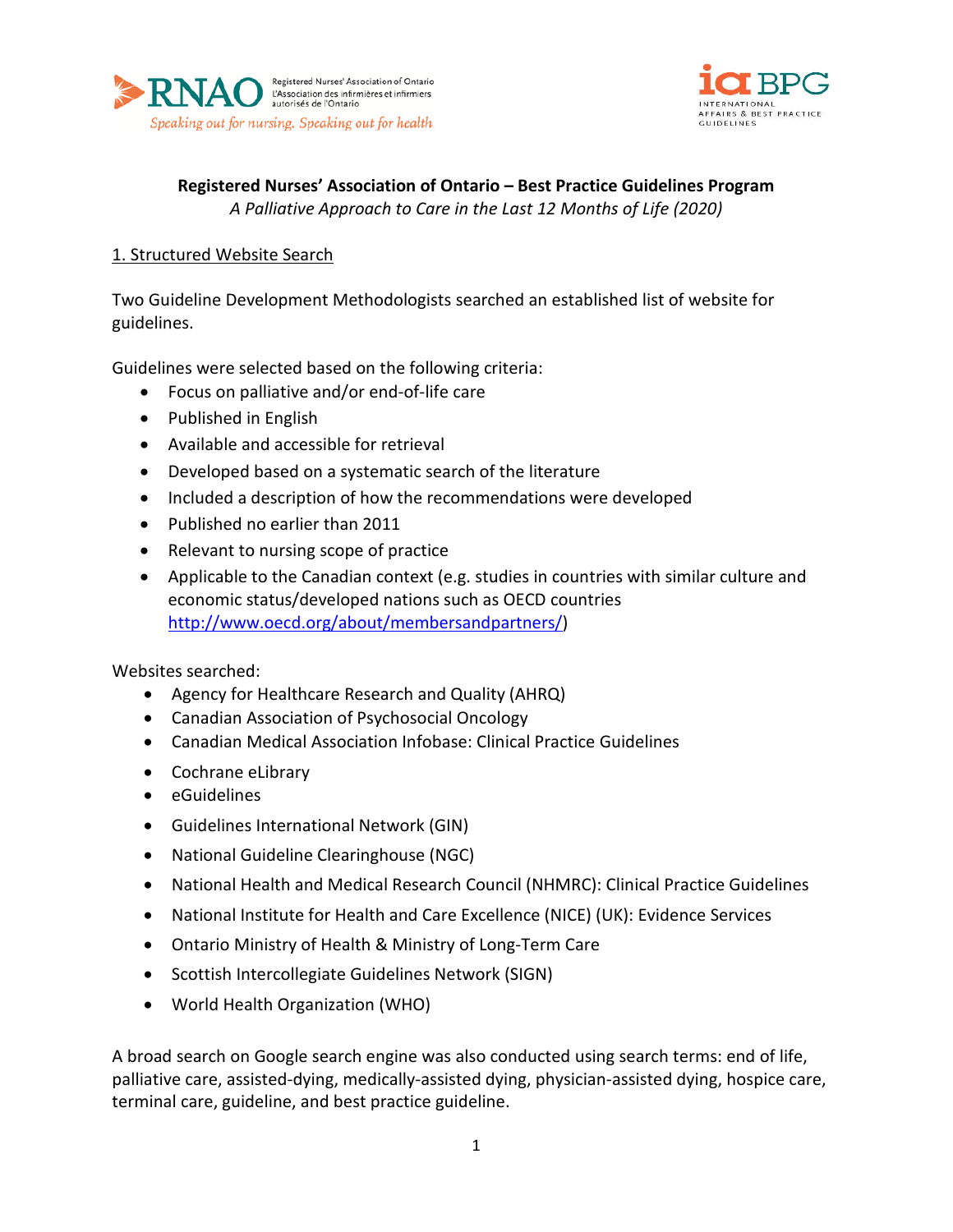**Registered Nurses' Association of Ontario – Best Practice Guidelines Program**

*A Palliative Approach to Care in the Last 12 Months of Life (2020)*

## 1. Structured Website Search

Two Guideline Development Methodologists searched an established list of website for guidelines.

Guidelines were selected based on the following criteria:

- Focus on palliative and/or end-of-life care
- Published in English
- Available and accessible for retrieval
- Developed based on a systematic search of the literature
- Included a description of how the recommendations were developed
- Published no earlier than 2011
- Relevant to nursing scope of practice
- Applicable to the Canadian context (e.g. studies in countries with similar culture and economic status/developed nations such as OECD countries http://www.oecd.org/about/membersandpartners/)

Websites searched:

- Agency for Healthcare Research and Quality (AHRQ)
- Canadian Association of Psychosocial Oncology
- Canadian Medical Association Infobase: Clinical Practice Guidelines
- Cochrane eLibrary
- eGuidelines
- Guidelines International Network (GIN)
- National Guideline Clearinghouse (NGC)
- National Health and Medical Research Council (NHMRC): Clinical Practice Guidelines
- National Institute for Health and Care Excellence (NICE) (UK): Evidence Services
- Ontario Ministry of Health & Ministry of Long-Term Care
- Scottish Intercollegiate Guidelines Network (SIGN)
- World Health Organization (WHO)

A broad search on Google search engine was also conducted using search terms: end of life, palliative care, assisted-dying, medically-assisted dying, physician-assisted dying, hospice care, terminal care, guideline, and best practice guideline.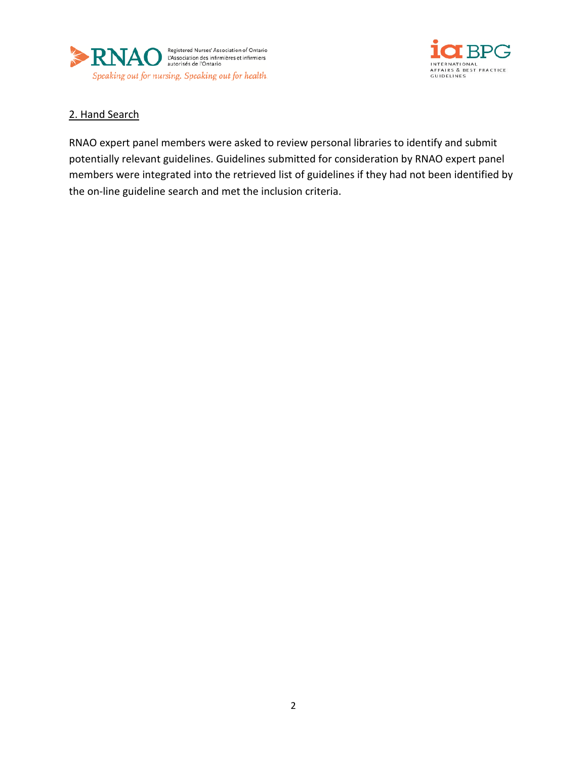2. Hand Search

RNAO expert panel members were asked to review personal libraries to identify and submit potentially relevant guidelines. Guidelines submitted for consideration by RNAO expert panel members were integrated into the retrieved list of guidelines if they had not been identified by the on-line guideline search and met the inclusion criteria.